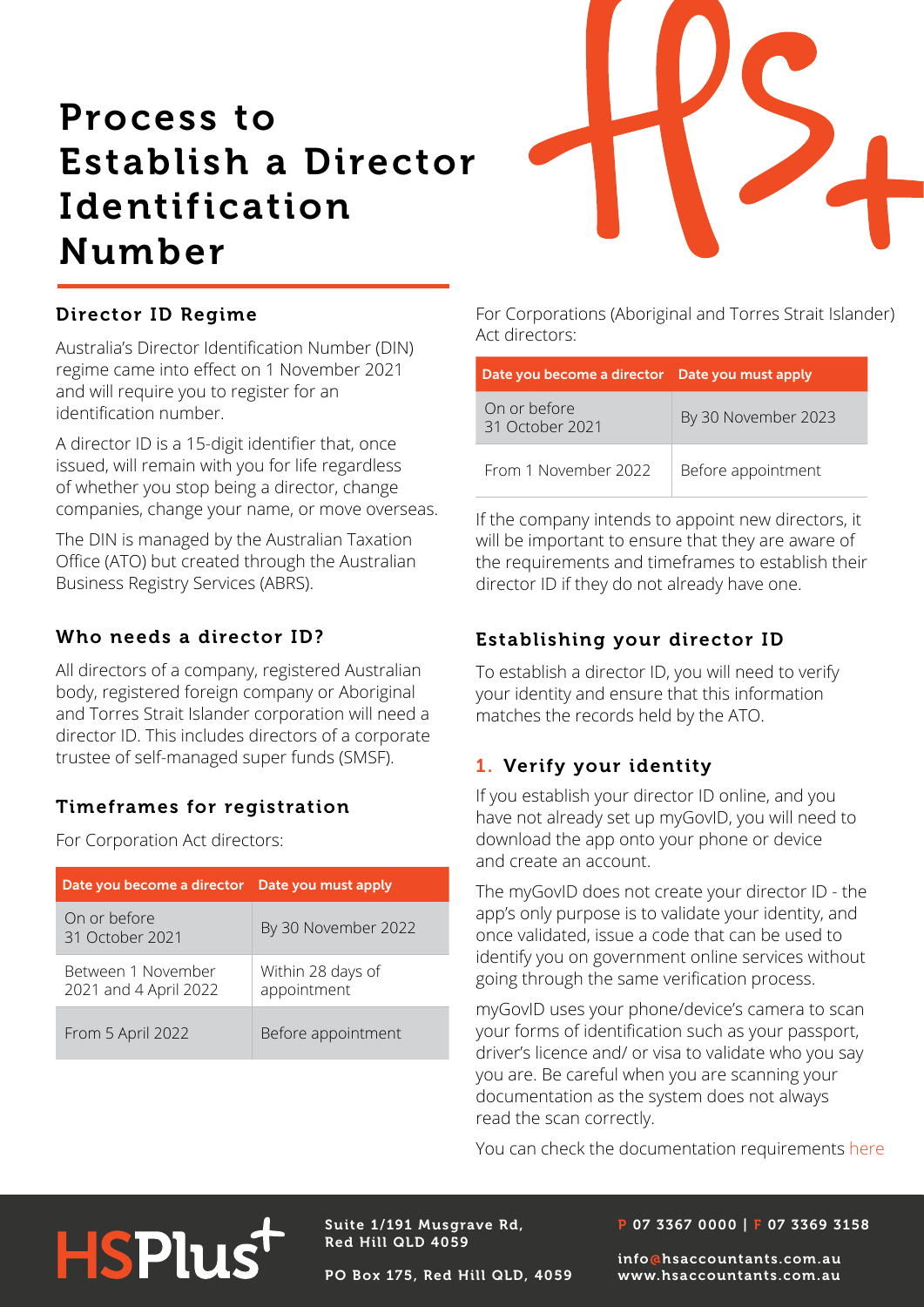# Process to Establish a Director Identification Number

## Director ID Regime

Australia's Director Identification Number (DIN) regime came into effect on 1 November 2021 and will require you to register for an identification number.

A director ID is a 15-digit identifier that, once issued, will remain with you for life regardless of whether you stop being a director, change companies, change your name, or move overseas.

The DIN is managed by the Australian Taxation Office (ATO) but created through the Australian Business Registry Services (ABRS).

## Who needs a director ID?

All directors of a company, registered Australian body, registered foreign company or Aboriginal and Torres Strait Islander corporation will need a director ID. This includes directors of a corporate trustee of self-managed super funds (SMSF).

## Timeframes for registration

For Corporation Act directors:

| Date you become a director | Date you must apply |
|---|---|
| On or before 31 October 2021 | By 30 November 2022 |
| Between 1 November 2021 and 4 April 2022 | Within 28 days of appointment |
| From 5 April 2022 | Before appointment |

For Corporations (Aboriginal and Torres Strait Islander) Act directors:

| Date you become a director | Date you must apply |
|---|---|
| On or before 31 October 2021 | By 30 November 2023 |
| From 1 November 2022 | Before appointment |

If the company intends to appoint new directors, it will be important to ensure that they are aware of the requirements and timeframes to establish their director ID if they do not already have one.

## Establishing your director ID

To establish a director ID, you will need to verify your identity and ensure that this information matches the records held by the ATO.

### 1. Verify your identity

If you establish your director ID online, and you have not already set up myGovID, you will need to download the app onto your phone or device and create an account.

The myGovID does not create your director ID - the app's only purpose is to validate your identity, and once validated, issue a code that can be used to identify you on government online services without going through the same verification process.

myGovID uses your phone/device's camera to scan your forms of identification such as your passport, driver's licence and/ or visa to validate who you say you are. Be careful when you are scanning your documentation as the system does not always read the scan correctly.

You can check the documentation requirements here

HSPlus+

Suite 1/191 Musgrave Rd, Red Hill QLD 4059

PO Box 175, Red Hill QLD, 4059

P 07 3367 0000 | F 07 3369 3158

info@hsaccountants.com.au
www.hsaccountants.com.au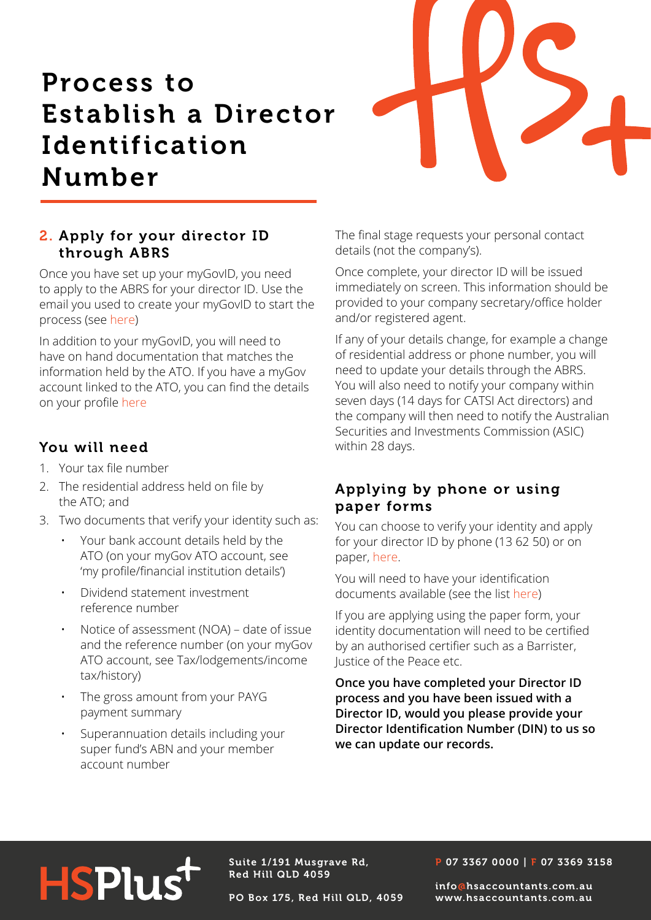# Process to Establish a Director Identification Number

## 2. Apply for your director ID through ABRS

Once you have set up your myGovID, you need to apply to the ABRS for your director ID. Use the email you used to create your myGovID to start the process (see here)

In addition to your myGovID, you will need to have on hand documentation that matches the information held by the ATO. If you have a myGov account linked to the ATO, you can find the details on your profile here

### You will need

1. Your tax file number
2. The residential address held on file by the ATO; and
3. Two documents that verify your identity such as:
   - Your bank account details held by the ATO (on your myGov ATO account, see 'my profile/financial institution details')
   - Dividend statement investment reference number
   - Notice of assessment (NOA) – date of issue and the reference number (on your myGov ATO account, see Tax/lodgements/income tax/history)
   - The gross amount from your PAYG payment summary
   - Superannuation details including your super fund's ABN and your member account number

The final stage requests your personal contact details (not the company's).

Once complete, your director ID will be issued immediately on screen. This information should be provided to your company secretary/office holder and/or registered agent.

If any of your details change, for example a change of residential address or phone number, you will need to update your details through the ABRS. You will also need to notify your company within seven days (14 days for CATSI Act directors) and the company will then need to notify the Australian Securities and Investments Commission (ASIC) within 28 days.

### Applying by phone or using paper forms

You can choose to verify your identity and apply for your director ID by phone (13 62 50) or on paper, here.

You will need to have your identification documents available (see the list here)

If you are applying using the paper form, your identity documentation will need to be certified by an authorised certifier such as a Barrister, Justice of the Peace etc.

**Once you have completed your Director ID process and you have been issued with a Director ID, would you please provide your Director Identification Number (DIN) to us so we can update our records.**

HSPlus

Suite 1/191 Musgrave Rd, Red Hill QLD 4059

PO Box 175, Red Hill QLD, 4059

P 07 3367 0000 | F 07 3369 3158

info@hsaccountants.com.au
www.hsaccountants.com.au